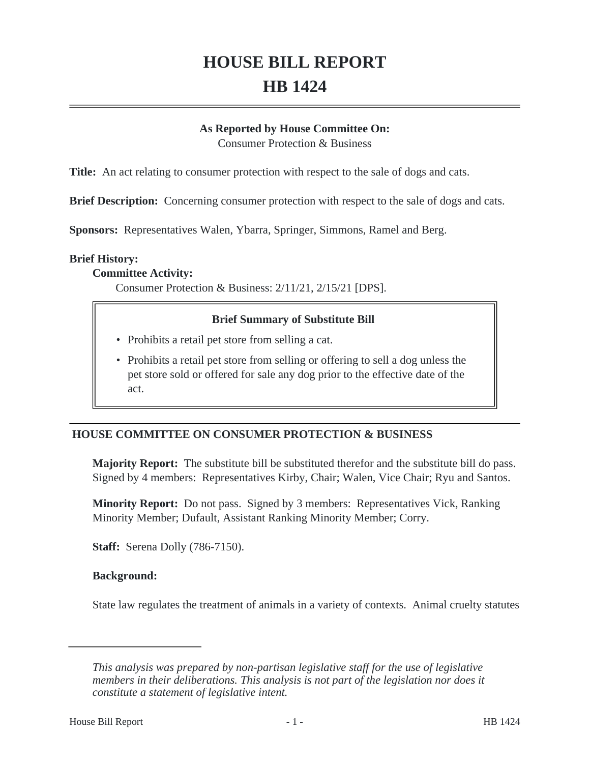# HOUSE BILL REPORT
# HB 1424

**As Reported by House Committee On:**
Consumer Protection & Business

**Title:** An act relating to consumer protection with respect to the sale of dogs and cats.

**Brief Description:** Concerning consumer protection with respect to the sale of dogs and cats.

**Sponsors:** Representatives Walen, Ybarra, Springer, Simmons, Ramel and Berg.

**Brief History:**

**Committee Activity:**

Consumer Protection & Business: 2/11/21, 2/15/21 [DPS].

> **Brief Summary of Substitute Bill**
>
> - Prohibits a retail pet store from selling a cat.
> - Prohibits a retail pet store from selling or offering to sell a dog unless the pet store sold or offered for sale any dog prior to the effective date of the act.

## HOUSE COMMITTEE ON CONSUMER PROTECTION & BUSINESS

**Majority Report:** The substitute bill be substituted therefor and the substitute bill do pass. Signed by 4 members: Representatives Kirby, Chair; Walen, Vice Chair; Ryu and Santos.

**Minority Report:** Do not pass. Signed by 3 members: Representatives Vick, Ranking Minority Member; Dufault, Assistant Ranking Minority Member; Corry.

**Staff:** Serena Dolly (786-7150).

**Background:**

State law regulates the treatment of animals in a variety of contexts. Animal cruelty statutes

---

*This analysis was prepared by non-partisan legislative staff for the use of legislative members in their deliberations. This analysis is not part of the legislation nor does it constitute a statement of legislative intent.*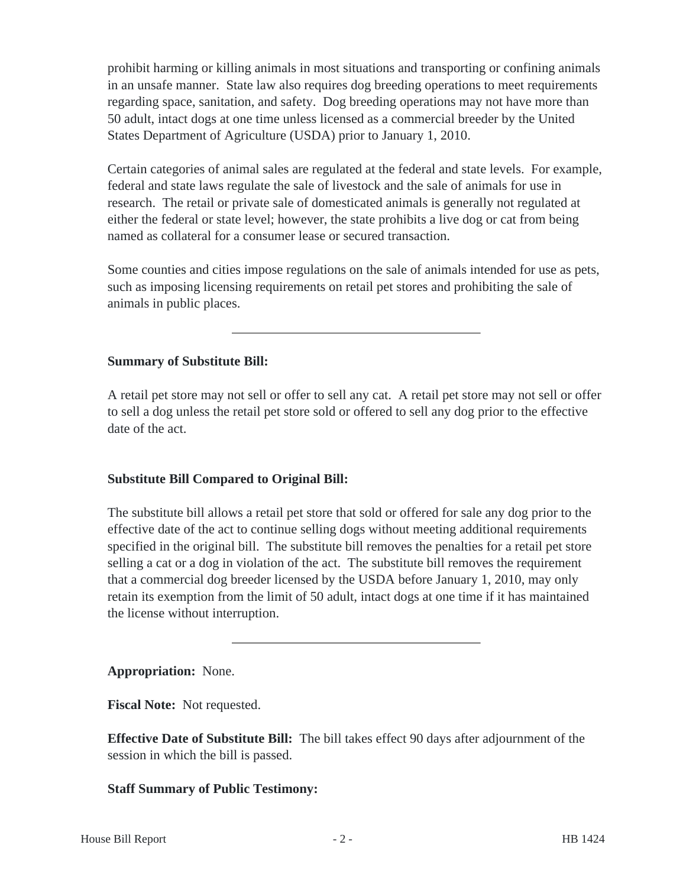prohibit harming or killing animals in most situations and transporting or confining animals in an unsafe manner. State law also requires dog breeding operations to meet requirements regarding space, sanitation, and safety. Dog breeding operations may not have more than 50 adult, intact dogs at one time unless licensed as a commercial breeder by the United States Department of Agriculture (USDA) prior to January 1, 2010.

Certain categories of animal sales are regulated at the federal and state levels. For example, federal and state laws regulate the sale of livestock and the sale of animals for use in research. The retail or private sale of domesticated animals is generally not regulated at either the federal or state level; however, the state prohibits a live dog or cat from being named as collateral for a consumer lease or secured transaction.

Some counties and cities impose regulations on the sale of animals intended for use as pets, such as imposing licensing requirements on retail pet stores and prohibiting the sale of animals in public places.

---

**Summary of Substitute Bill:**

A retail pet store may not sell or offer to sell any cat. A retail pet store may not sell or offer to sell a dog unless the retail pet store sold or offered to sell any dog prior to the effective date of the act.

**Substitute Bill Compared to Original Bill:**

The substitute bill allows a retail pet store that sold or offered for sale any dog prior to the effective date of the act to continue selling dogs without meeting additional requirements specified in the original bill. The substitute bill removes the penalties for a retail pet store selling a cat or a dog in violation of the act. The substitute bill removes the requirement that a commercial dog breeder licensed by the USDA before January 1, 2010, may only retain its exemption from the limit of 50 adult, intact dogs at one time if it has maintained the license without interruption.

---

**Appropriation:** None.

**Fiscal Note:** Not requested.

**Effective Date of Substitute Bill:** The bill takes effect 90 days after adjournment of the session in which the bill is passed.

**Staff Summary of Public Testimony:**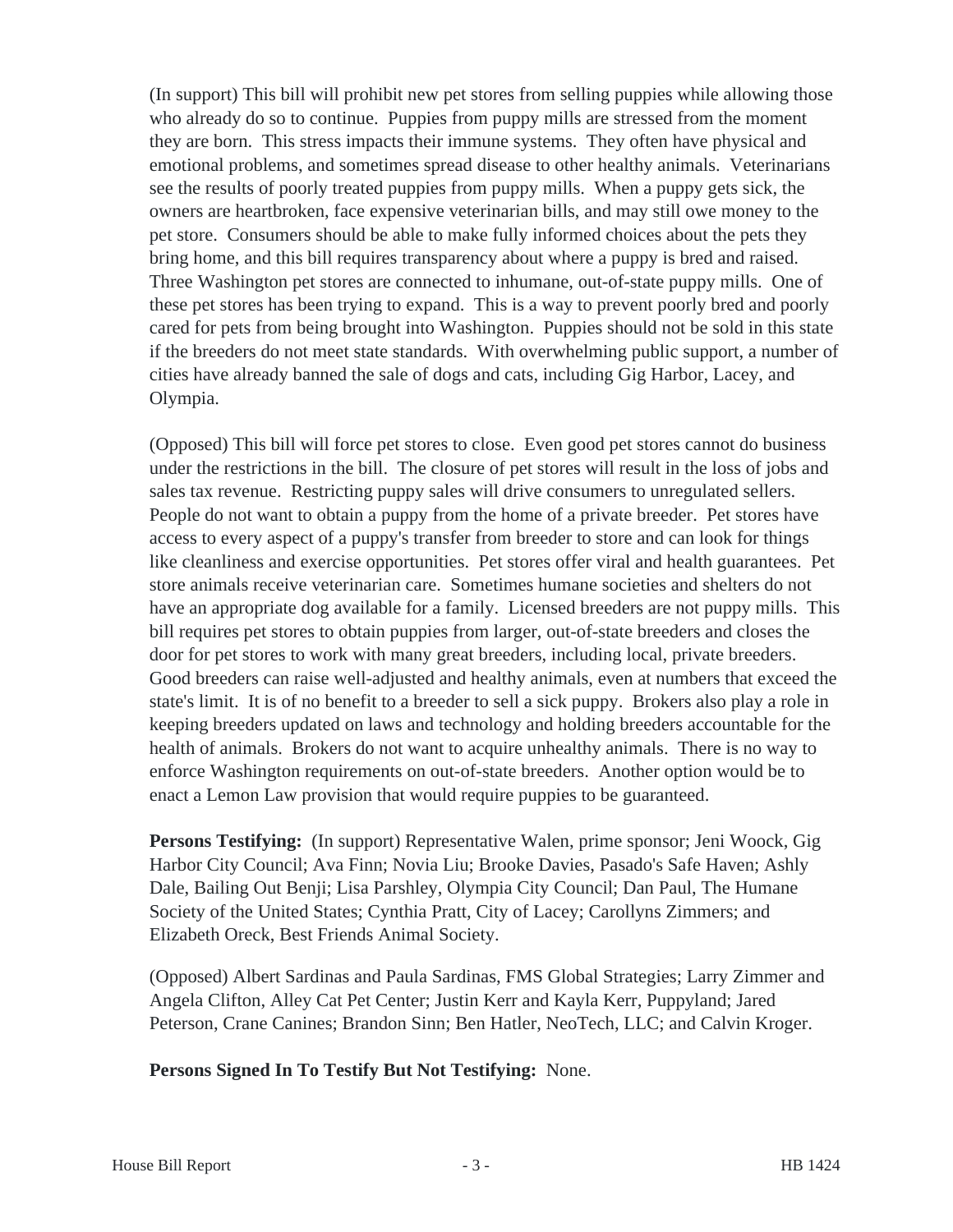(In support) This bill will prohibit new pet stores from selling puppies while allowing those who already do so to continue. Puppies from puppy mills are stressed from the moment they are born. This stress impacts their immune systems. They often have physical and emotional problems, and sometimes spread disease to other healthy animals. Veterinarians see the results of poorly treated puppies from puppy mills. When a puppy gets sick, the owners are heartbroken, face expensive veterinarian bills, and may still owe money to the pet store. Consumers should be able to make fully informed choices about the pets they bring home, and this bill requires transparency about where a puppy is bred and raised. Three Washington pet stores are connected to inhumane, out-of-state puppy mills. One of these pet stores has been trying to expand. This is a way to prevent poorly bred and poorly cared for pets from being brought into Washington. Puppies should not be sold in this state if the breeders do not meet state standards. With overwhelming public support, a number of cities have already banned the sale of dogs and cats, including Gig Harbor, Lacey, and Olympia.

(Opposed) This bill will force pet stores to close. Even good pet stores cannot do business under the restrictions in the bill. The closure of pet stores will result in the loss of jobs and sales tax revenue. Restricting puppy sales will drive consumers to unregulated sellers. People do not want to obtain a puppy from the home of a private breeder. Pet stores have access to every aspect of a puppy's transfer from breeder to store and can look for things like cleanliness and exercise opportunities. Pet stores offer viral and health guarantees. Pet store animals receive veterinarian care. Sometimes humane societies and shelters do not have an appropriate dog available for a family. Licensed breeders are not puppy mills. This bill requires pet stores to obtain puppies from larger, out-of-state breeders and closes the door for pet stores to work with many great breeders, including local, private breeders. Good breeders can raise well-adjusted and healthy animals, even at numbers that exceed the state's limit. It is of no benefit to a breeder to sell a sick puppy. Brokers also play a role in keeping breeders updated on laws and technology and holding breeders accountable for the health of animals. Brokers do not want to acquire unhealthy animals. There is no way to enforce Washington requirements on out-of-state breeders. Another option would be to enact a Lemon Law provision that would require puppies to be guaranteed.

**Persons Testifying:** (In support) Representative Walen, prime sponsor; Jeni Woock, Gig Harbor City Council; Ava Finn; Novia Liu; Brooke Davies, Pasado's Safe Haven; Ashly Dale, Bailing Out Benji; Lisa Parshley, Olympia City Council; Dan Paul, The Humane Society of the United States; Cynthia Pratt, City of Lacey; Carollyns Zimmers; and Elizabeth Oreck, Best Friends Animal Society.

(Opposed) Albert Sardinas and Paula Sardinas, FMS Global Strategies; Larry Zimmer and Angela Clifton, Alley Cat Pet Center; Justin Kerr and Kayla Kerr, Puppyland; Jared Peterson, Crane Canines; Brandon Sinn; Ben Hatler, NeoTech, LLC; and Calvin Kroger.

**Persons Signed In To Testify But Not Testifying:** None.